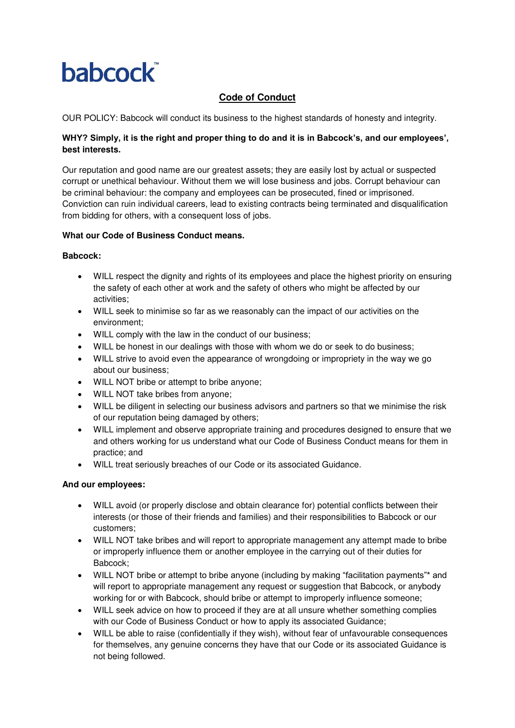babcock™

# Code of Conduct

OUR POLICY: Babcock will conduct its business to the highest standards of honesty and integrity.

**WHY? Simply, it is the right and proper thing to do and it is in Babcock's, and our employees', best interests.**

Our reputation and good name are our greatest assets; they are easily lost by actual or suspected corrupt or unethical behaviour. Without them we will lose business and jobs. Corrupt behaviour can be criminal behaviour: the company and employees can be prosecuted, fined or imprisoned. Conviction can ruin individual careers, lead to existing contracts being terminated and disqualification from bidding for others, with a consequent loss of jobs.

**What our Code of Business Conduct means.**

**Babcock:**

- WILL respect the dignity and rights of its employees and place the highest priority on ensuring the safety of each other at work and the safety of others who might be affected by our activities;
- WILL seek to minimise so far as we reasonably can the impact of our activities on the environment;
- WILL comply with the law in the conduct of our business;
- WILL be honest in our dealings with those with whom we do or seek to do business;
- WILL strive to avoid even the appearance of wrongdoing or impropriety in the way we go about our business;
- WILL NOT bribe or attempt to bribe anyone;
- WILL NOT take bribes from anyone;
- WILL be diligent in selecting our business advisors and partners so that we minimise the risk of our reputation being damaged by others;
- WILL implement and observe appropriate training and procedures designed to ensure that we and others working for us understand what our Code of Business Conduct means for them in practice; and
- WILL treat seriously breaches of our Code or its associated Guidance.

**And our employees:**

- WILL avoid (or properly disclose and obtain clearance for) potential conflicts between their interests (or those of their friends and families) and their responsibilities to Babcock or our customers;
- WILL NOT take bribes and will report to appropriate management any attempt made to bribe or improperly influence them or another employee in the carrying out of their duties for Babcock;
- WILL NOT bribe or attempt to bribe anyone (including by making "facilitation payments"* and will report to appropriate management any request or suggestion that Babcock, or anybody working for or with Babcock, should bribe or attempt to improperly influence someone;
- WILL seek advice on how to proceed if they are at all unsure whether something complies with our Code of Business Conduct or how to apply its associated Guidance;
- WILL be able to raise (confidentially if they wish), without fear of unfavourable consequences for themselves, any genuine concerns they have that our Code or its associated Guidance is not being followed.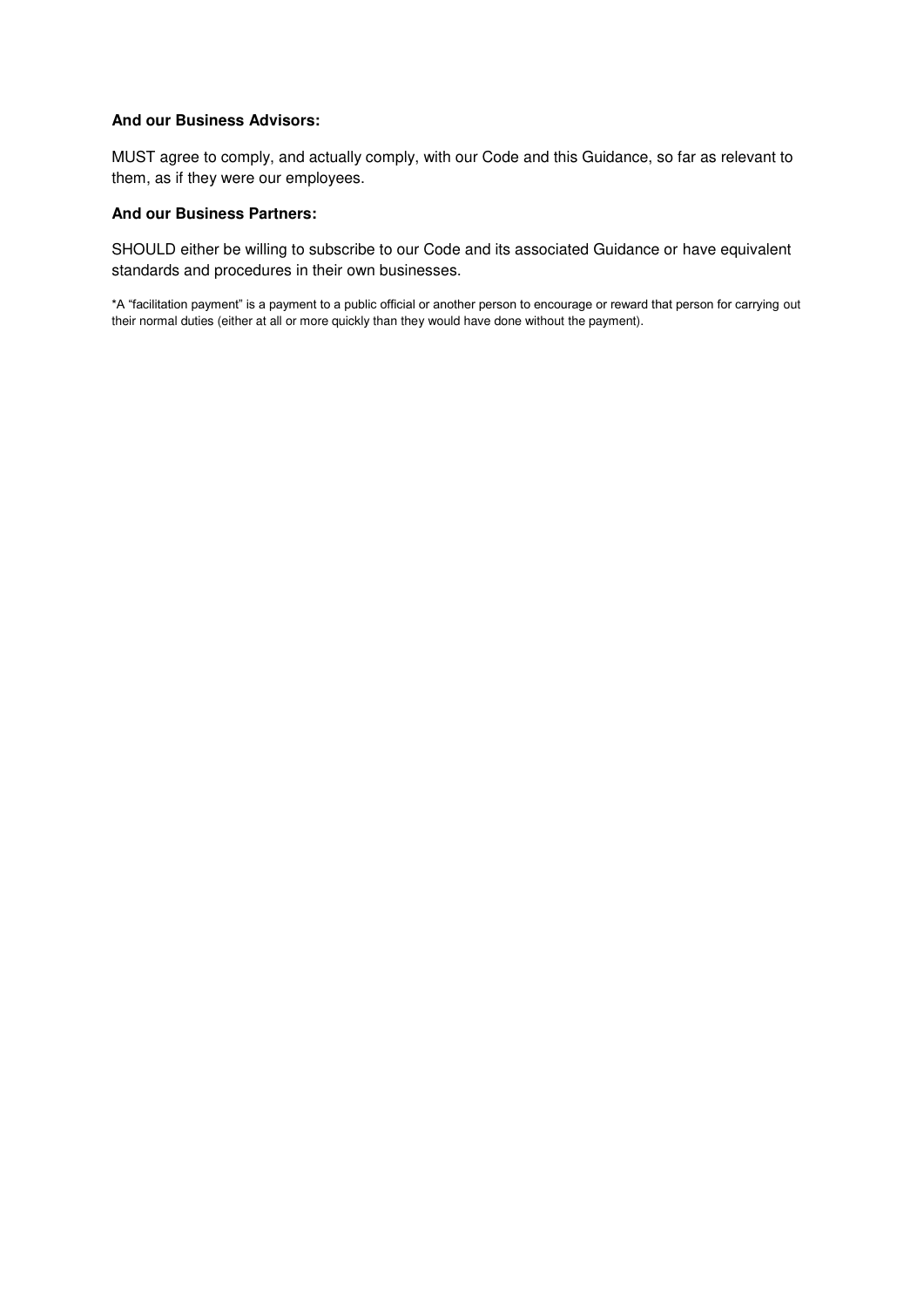**And our Business Advisors:**

MUST agree to comply, and actually comply, with our Code and this Guidance, so far as relevant to them, as if they were our employees.

**And our Business Partners:**

SHOULD either be willing to subscribe to our Code and its associated Guidance or have equivalent standards and procedures in their own businesses.

*A "facilitation payment" is a payment to a public official or another person to encourage or reward that person for carrying out their normal duties (either at all or more quickly than they would have done without the payment).